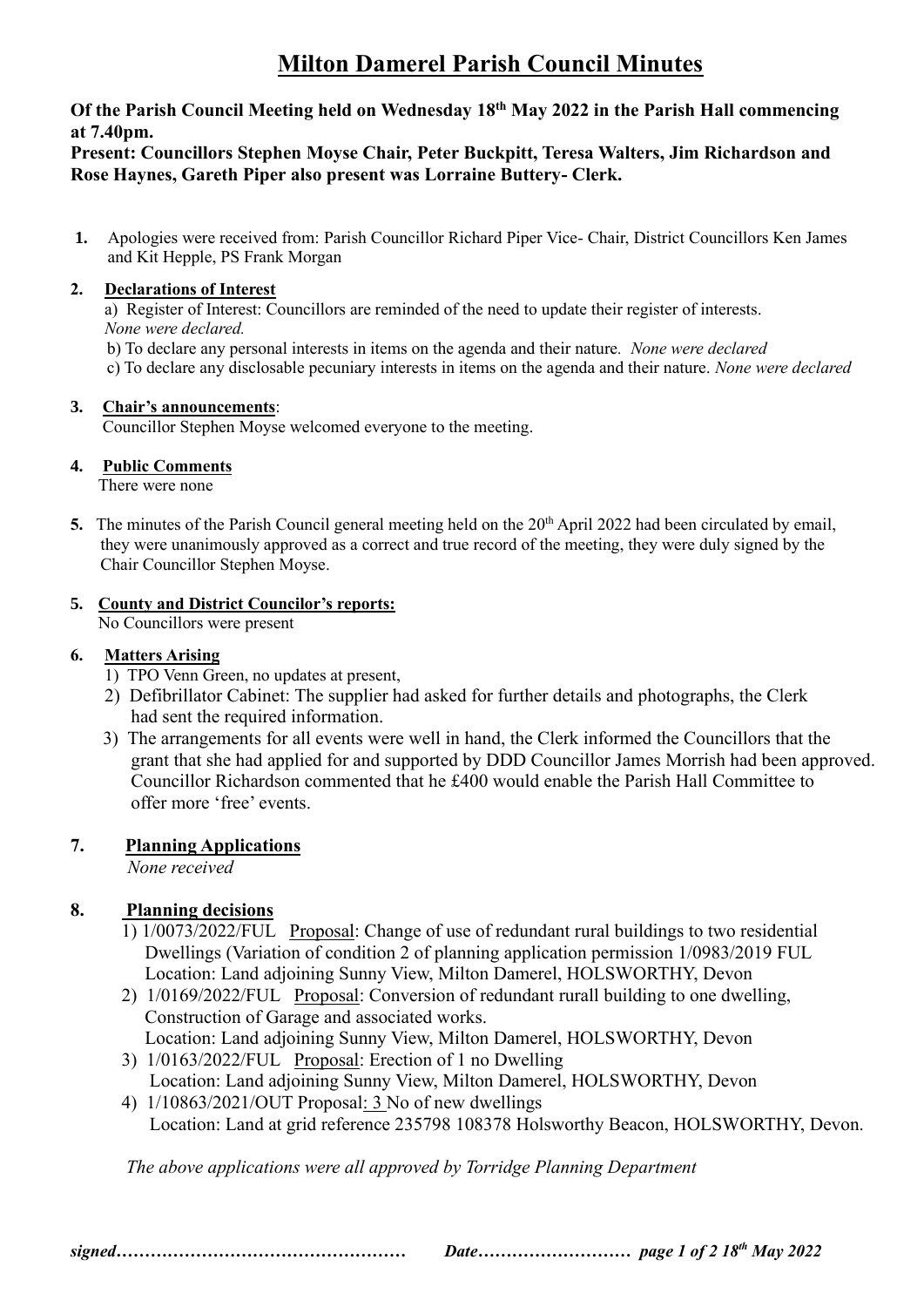# Milton Damerel Parish Council Minutes

**Of the Parish Council Meeting held on Wednesday 18th May 2022 in the Parish Hall commencing at 7.40pm.**
**Present: Councillors Stephen Moyse Chair, Peter Buckpitt, Teresa Walters, Jim Richardson and Rose Haynes, Gareth Piper also present was Lorraine Buttery- Clerk.**

1. Apologies were received from: Parish Councillor Richard Piper Vice- Chair, District Councillors Ken James and Kit Hepple, PS Frank Morgan

2. **Declarations of Interest**
   a) Register of Interest: Councillors are reminded of the need to update their register of interests. *None were declared.*
   b) To declare any personal interests in items on the agenda and their nature. *None were declared*
   c) To declare any disclosable pecuniary interests in items on the agenda and their nature. *None were declared*

3. **Chair's announcements**:
   Councillor Stephen Moyse welcomed everyone to the meeting.

4. **Public Comments**
   There were none

5. The minutes of the Parish Council general meeting held on the 20th April 2022 had been circulated by email, they were unanimously approved as a correct and true record of the meeting, they were duly signed by the Chair Councillor Stephen Moyse.

5. **County and District Councilor's reports:**
   No Councillors were present

6. **Matters Arising**
   1) TPO Venn Green, no updates at present,
   2) Defibrillator Cabinet: The supplier had asked for further details and photographs, the Clerk had sent the required information.
   3) The arrangements for all events were well in hand, the Clerk informed the Councillors that the grant that she had applied for and supported by DDD Councillor James Morrish had been approved. Councillor Richardson commented that he £400 would enable the Parish Hall Committee to offer more 'free' events.

7. **Planning Applications**
   *None received*

8. **Planning decisions**
   1) 1/0073/2022/FUL Proposal: Change of use of redundant rural buildings to two residential Dwellings (Variation of condition 2 of planning application permission 1/0983/2019 FUL Location: Land adjoining Sunny View, Milton Damerel, HOLSWORTHY, Devon
   2) 1/0169/2022/FUL Proposal: Conversion of redundant rurall building to one dwelling, Construction of Garage and associated works.
      Location: Land adjoining Sunny View, Milton Damerel, HOLSWORTHY, Devon
   3) 1/0163/2022/FUL Proposal: Erection of 1 no Dwelling
      Location: Land adjoining Sunny View, Milton Damerel, HOLSWORTHY, Devon
   4) 1/10863/2021/OUT Proposal: 3 No of new dwellings
      Location: Land at grid reference 235798 108378 Holsworthy Beacon, HOLSWORTHY, Devon.

   *The above applications were all approved by Torridge Planning Department*

*signed…………………………………………… Date………………………*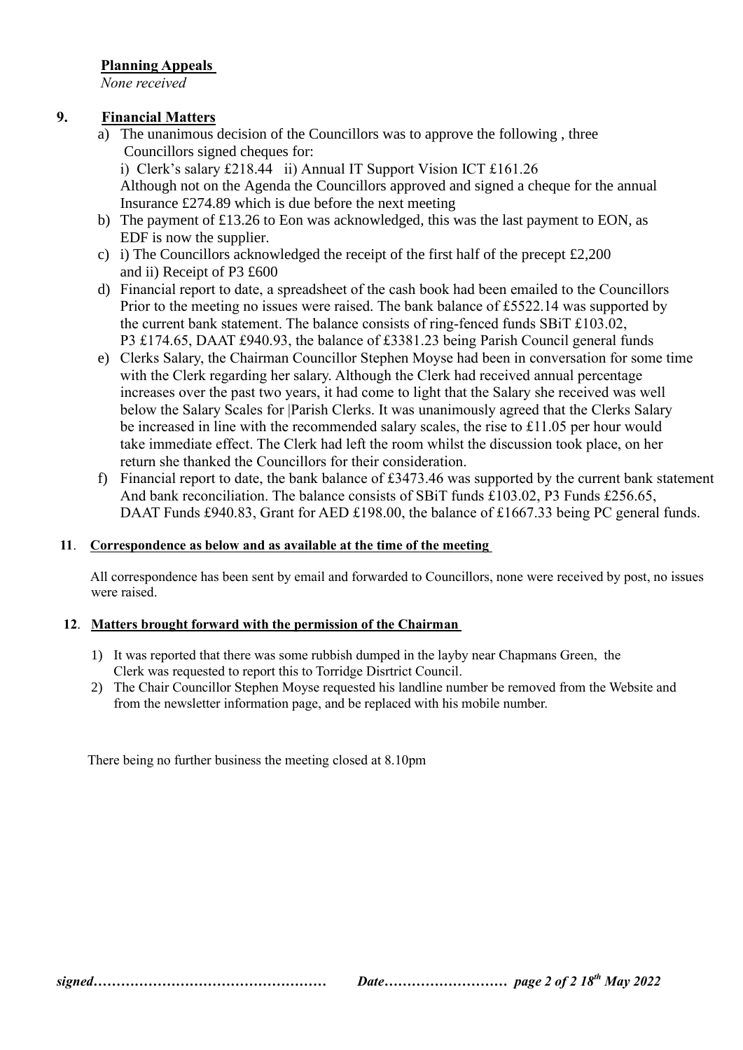**Planning Appeals**
*None received*

## 9. Financial Matters

a) The unanimous decision of the Councillors was to approve the following , three Councillors signed cheques for:
   i) Clerk's salary £218.44 ii) Annual IT Support Vision ICT £161.26
   Although not on the Agenda the Councillors approved and signed a cheque for the annual Insurance £274.89 which is due before the next meeting
b) The payment of £13.26 to Eon was acknowledged, this was the last payment to EON, as EDF is now the supplier.
c) i) The Councillors acknowledged the receipt of the first half of the precept £2,200 and ii) Receipt of P3 £600
d) Financial report to date, a spreadsheet of the cash book had been emailed to the Councillors Prior to the meeting no issues were raised. The bank balance of £5522.14 was supported by the current bank statement. The balance consists of ring-fenced funds SBiT £103.02, P3 £174.65, DAAT £940.93, the balance of £3381.23 being Parish Council general funds
e) Clerks Salary, the Chairman Councillor Stephen Moyse had been in conversation for some time with the Clerk regarding her salary. Although the Clerk had received annual percentage increases over the past two years, it had come to light that the Salary she received was well below the Salary Scales for |Parish Clerks. It was unanimously agreed that the Clerks Salary be increased in line with the recommended salary scales, the rise to £11.05 per hour would take immediate effect. The Clerk had left the room whilst the discussion took place, on her return she thanked the Councillors for their consideration.
f) Financial report to date, the bank balance of £3473.46 was supported by the current bank statement And bank reconciliation. The balance consists of SBiT funds £103.02, P3 Funds £256.65, DAAT Funds £940.83, Grant for AED £198.00, the balance of £1667.33 being PC general funds.

## 11. Correspondence as below and as available at the time of the meeting

All correspondence has been sent by email and forwarded to Councillors, none were received by post, no issues were raised.

## 12. Matters brought forward with the permission of the Chairman

1) It was reported that there was some rubbish dumped in the layby near Chapmans Green, the Clerk was requested to report this to Torridge Disrtrict Council.
2) The Chair Councillor Stephen Moyse requested his landline number be removed from the Website and from the newsletter information page, and be replaced with his mobile number.

There being no further business the meeting closed at 8.10pm

*signed…………………………………………… Date……………………… 18th May 2022*